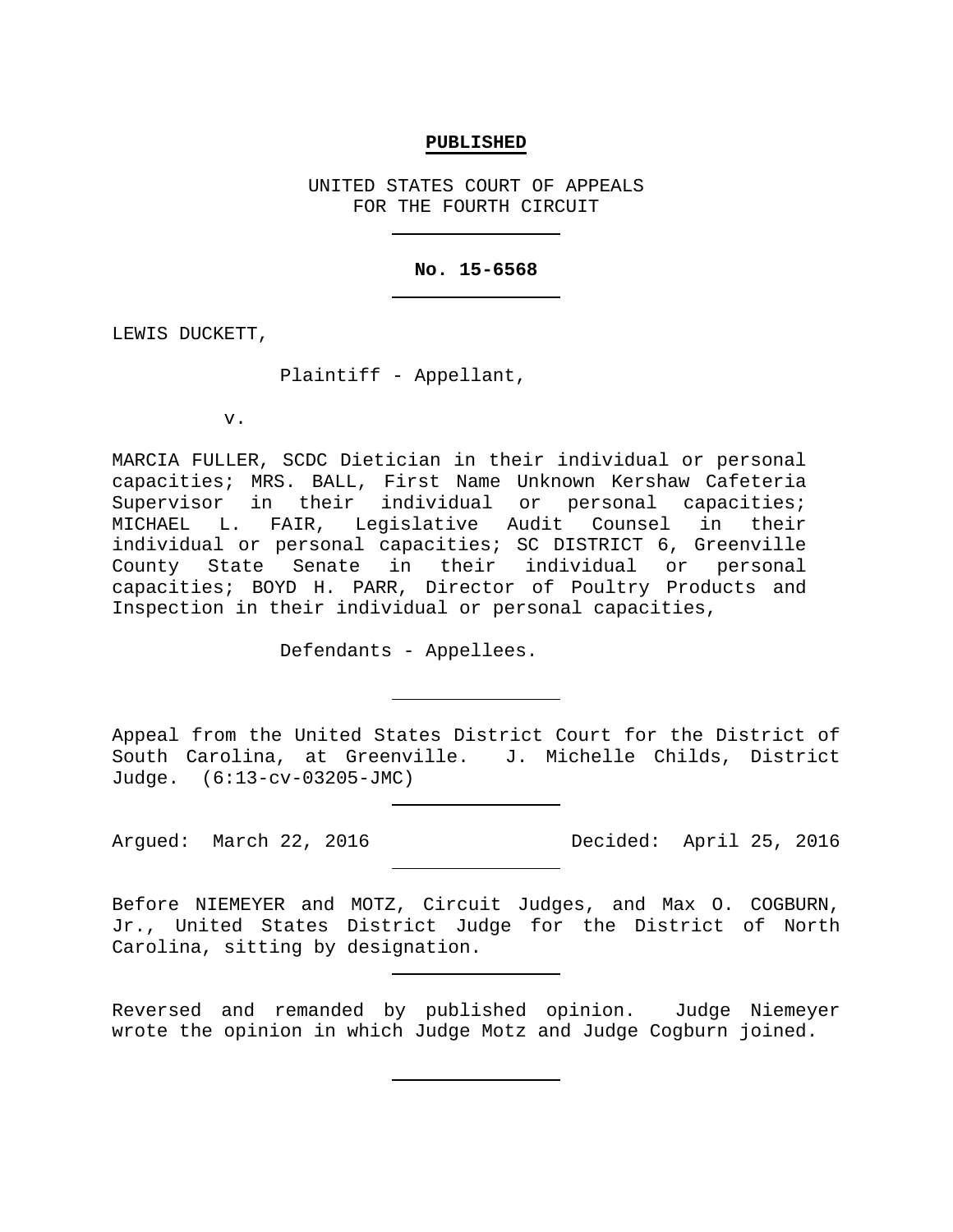**PUBLISHED**

UNITED STATES COURT OF APPEALS
FOR THE FOURTH CIRCUIT

**No. 15-6568**

LEWIS DUCKETT,

Plaintiff - Appellant,

v.

MARCIA FULLER, SCDC Dietician in their individual or personal capacities; MRS. BALL, First Name Unknown Kershaw Cafeteria Supervisor in their individual or personal capacities; MICHAEL L. FAIR, Legislative Audit Counsel in their individual or personal capacities; SC DISTRICT 6, Greenville County State Senate in their individual or personal capacities; BOYD H. PARR, Director of Poultry Products and Inspection in their individual or personal capacities,

Defendants - Appellees.

Appeal from the United States District Court for the District of South Carolina, at Greenville. J. Michelle Childs, District Judge. (6:13-cv-03205-JMC)

Argued: March 22, 2016 Decided: April 25, 2016

Before NIEMEYER and MOTZ, Circuit Judges, and Max O. COGBURN, Jr., United States District Judge for the District of North Carolina, sitting by designation.

Reversed and remanded by published opinion. Judge Niemeyer wrote the opinion in which Judge Motz and Judge Cogburn joined.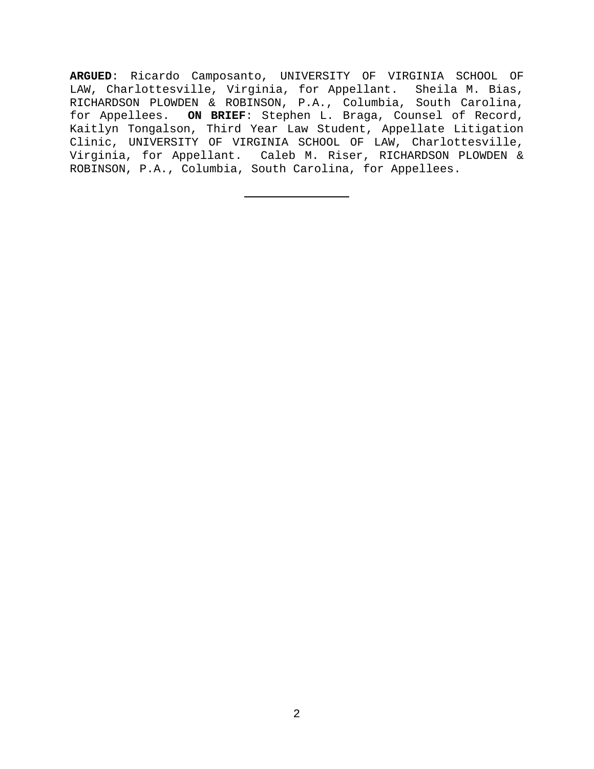**ARGUED**: Ricardo Camposanto, UNIVERSITY OF VIRGINIA SCHOOL OF LAW, Charlottesville, Virginia, for Appellant. Sheila M. Bias, RICHARDSON PLOWDEN & ROBINSON, P.A., Columbia, South Carolina, for Appellees. **ON BRIEF**: Stephen L. Braga, Counsel of Record, Kaitlyn Tongalson, Third Year Law Student, Appellate Litigation Clinic, UNIVERSITY OF VIRGINIA SCHOOL OF LAW, Charlottesville, Virginia, for Appellant. Caleb M. Riser, RICHARDSON PLOWDEN & ROBINSON, P.A., Columbia, South Carolina, for Appellees.

---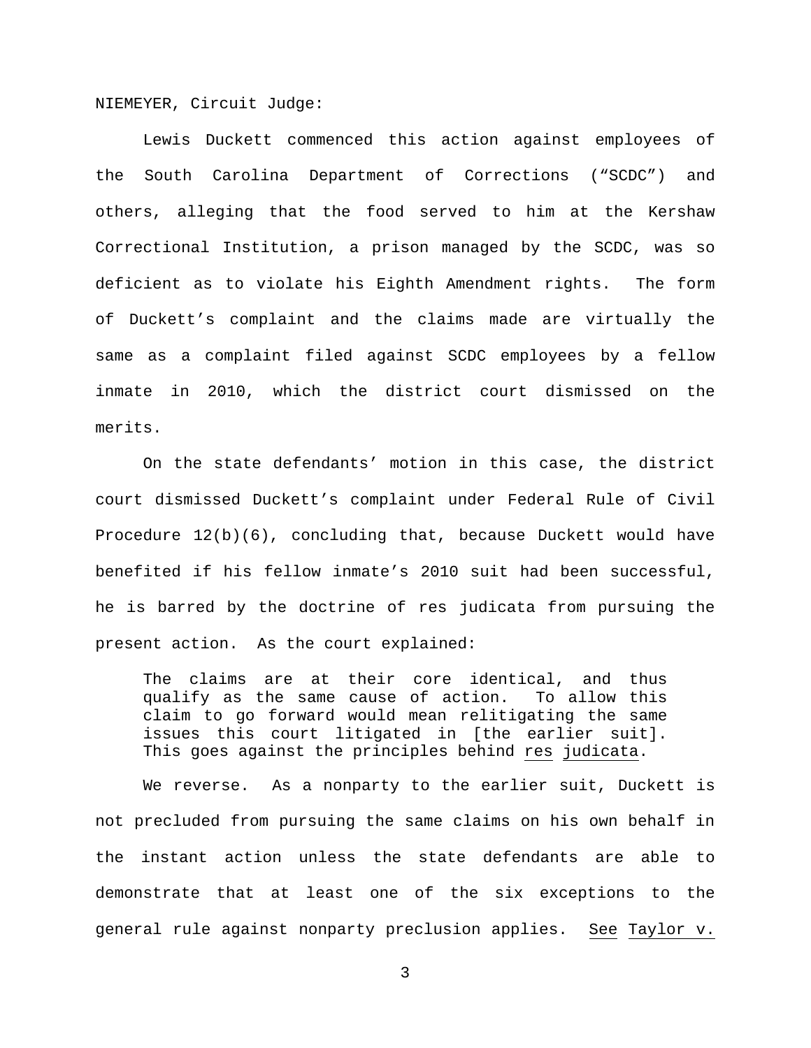NIEMEYER, Circuit Judge:

Lewis Duckett commenced this action against employees of the South Carolina Department of Corrections ("SCDC") and others, alleging that the food served to him at the Kershaw Correctional Institution, a prison managed by the SCDC, was so deficient as to violate his Eighth Amendment rights. The form of Duckett's complaint and the claims made are virtually the same as a complaint filed against SCDC employees by a fellow inmate in 2010, which the district court dismissed on the merits.

On the state defendants' motion in this case, the district court dismissed Duckett's complaint under Federal Rule of Civil Procedure 12(b)(6), concluding that, because Duckett would have benefited if his fellow inmate's 2010 suit had been successful, he is barred by the doctrine of res judicata from pursuing the present action. As the court explained:

> The claims are at their core identical, and thus qualify as the same cause of action. To allow this claim to go forward would mean relitigating the same issues this court litigated in [the earlier suit]. This goes against the principles behind res judicata.

We reverse. As a nonparty to the earlier suit, Duckett is not precluded from pursuing the same claims on his own behalf in the instant action unless the state defendants are able to demonstrate that at least one of the six exceptions to the general rule against nonparty preclusion applies. See Taylor v.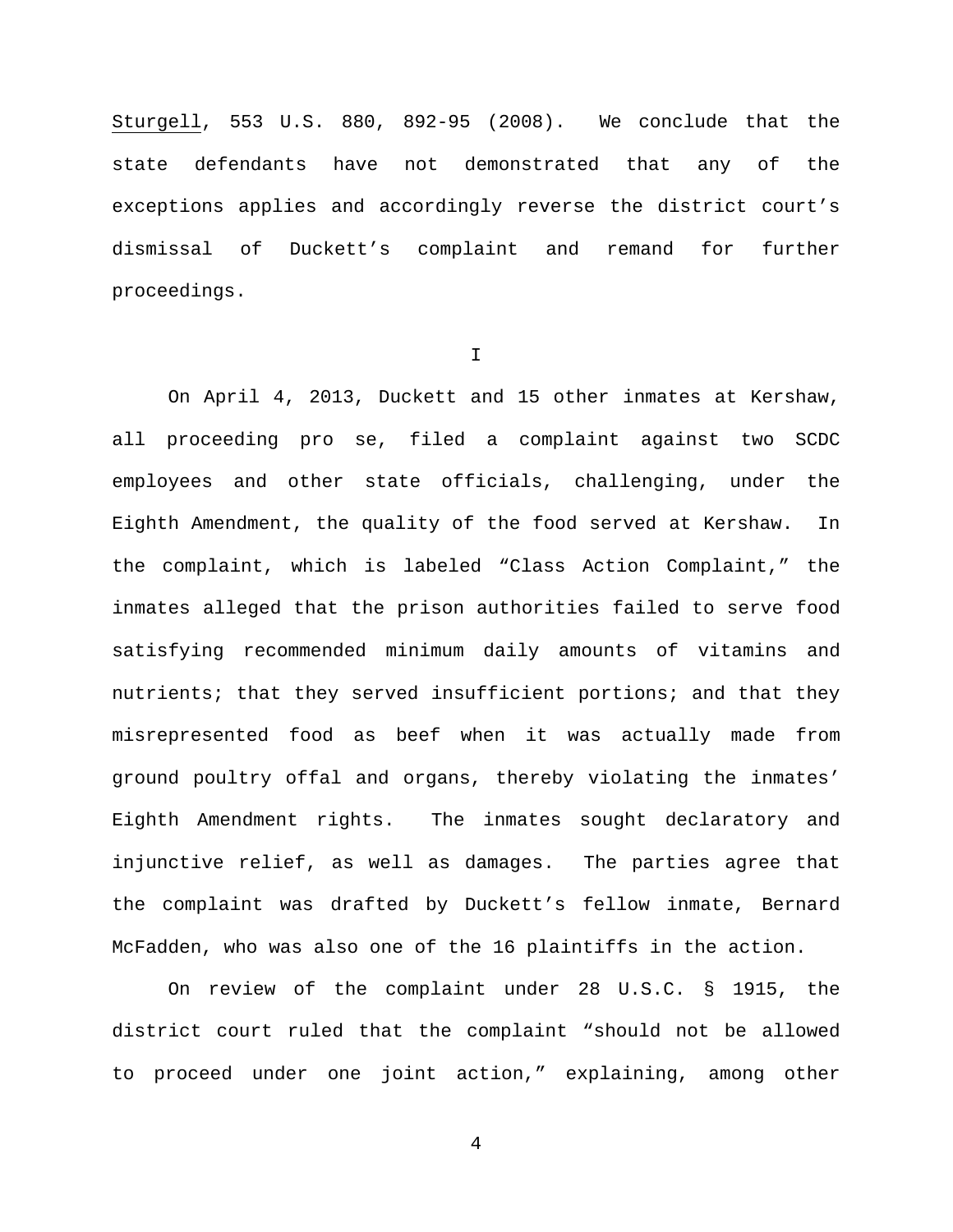Sturgell, 553 U.S. 880, 892-95 (2008). We conclude that the state defendants have not demonstrated that any of the exceptions applies and accordingly reverse the district court's dismissal of Duckett's complaint and remand for further proceedings.

## I

On April 4, 2013, Duckett and 15 other inmates at Kershaw, all proceeding pro se, filed a complaint against two SCDC employees and other state officials, challenging, under the Eighth Amendment, the quality of the food served at Kershaw. In the complaint, which is labeled "Class Action Complaint," the inmates alleged that the prison authorities failed to serve food satisfying recommended minimum daily amounts of vitamins and nutrients; that they served insufficient portions; and that they misrepresented food as beef when it was actually made from ground poultry offal and organs, thereby violating the inmates' Eighth Amendment rights. The inmates sought declaratory and injunctive relief, as well as damages. The parties agree that the complaint was drafted by Duckett's fellow inmate, Bernard McFadden, who was also one of the 16 plaintiffs in the action.

On review of the complaint under 28 U.S.C. § 1915, the district court ruled that the complaint "should not be allowed to proceed under one joint action," explaining, among other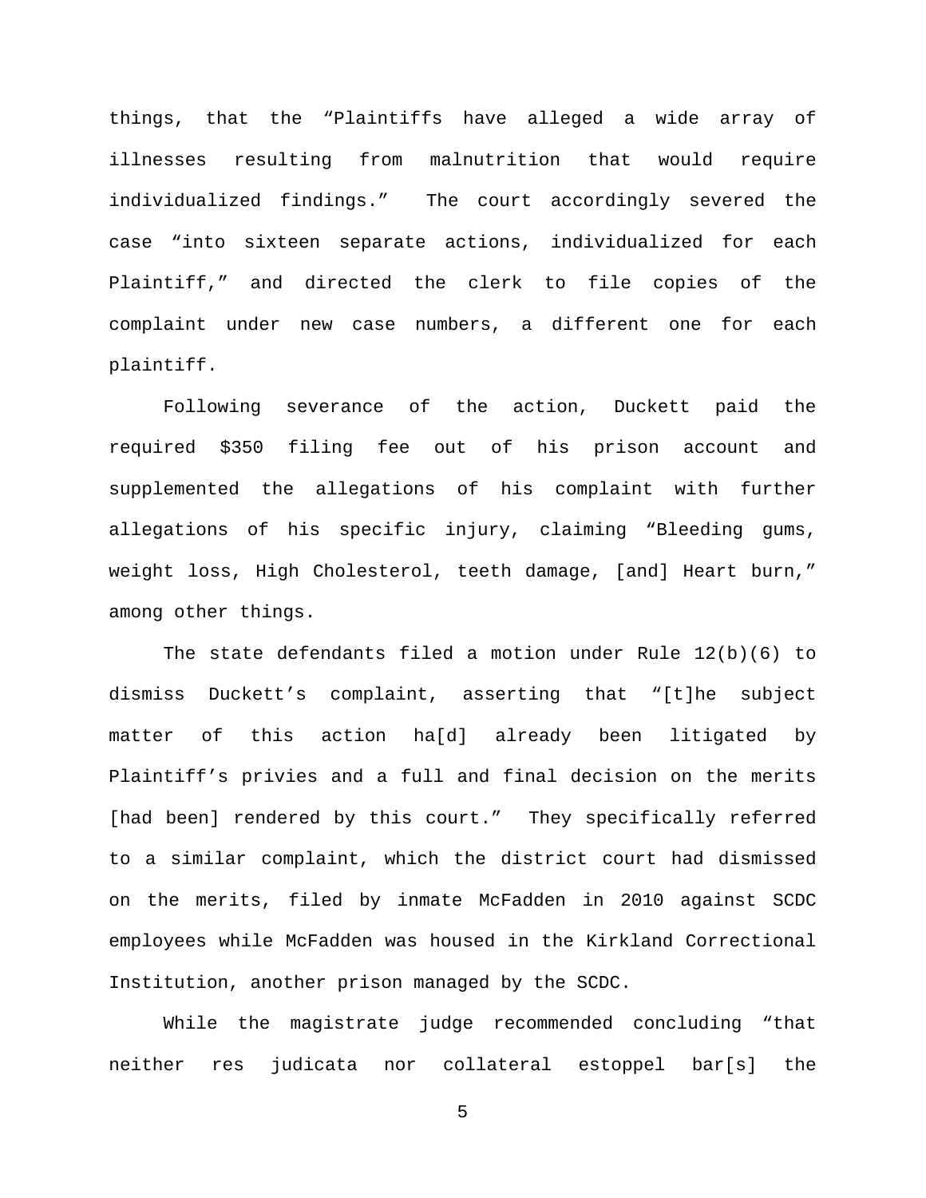things, that the "Plaintiffs have alleged a wide array of illnesses resulting from malnutrition that would require individualized findings." The court accordingly severed the case "into sixteen separate actions, individualized for each Plaintiff," and directed the clerk to file copies of the complaint under new case numbers, a different one for each plaintiff.

Following severance of the action, Duckett paid the required $350 filing fee out of his prison account and supplemented the allegations of his complaint with further allegations of his specific injury, claiming "Bleeding gums, weight loss, High Cholesterol, teeth damage, [and] Heart burn," among other things.

The state defendants filed a motion under Rule 12(b)(6) to dismiss Duckett's complaint, asserting that "[t]he subject matter of this action ha[d] already been litigated by Plaintiff's privies and a full and final decision on the merits [had been] rendered by this court." They specifically referred to a similar complaint, which the district court had dismissed on the merits, filed by inmate McFadden in 2010 against SCDC employees while McFadden was housed in the Kirkland Correctional Institution, another prison managed by the SCDC.

While the magistrate judge recommended concluding "that neither res judicata nor collateral estoppel bar[s] the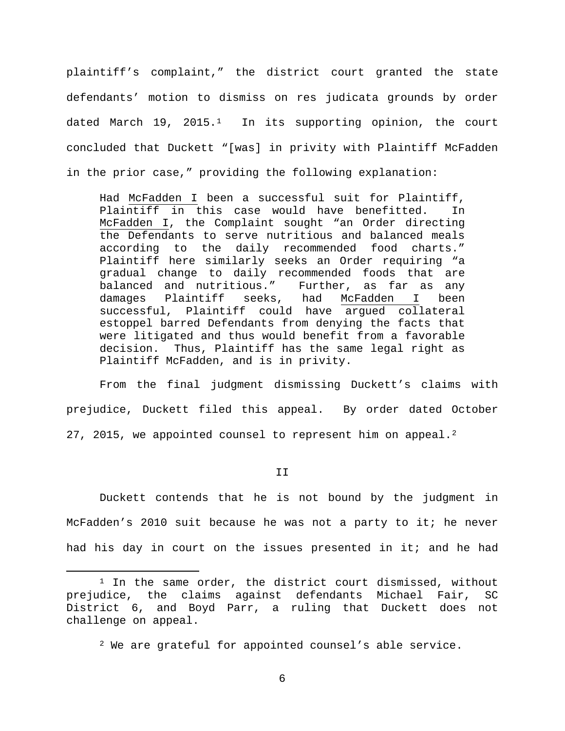plaintiff's complaint," the district court granted the state defendants' motion to dismiss on res judicata grounds by order dated March 19, 2015.[1] In its supporting opinion, the court concluded that Duckett "[was] in privity with Plaintiff McFadden in the prior case," providing the following explanation:

> Had McFadden I been a successful suit for Plaintiff, Plaintiff in this case would have benefitted. In McFadden I, the Complaint sought "an Order directing the Defendants to serve nutritious and balanced meals according to the daily recommended food charts." Plaintiff here similarly seeks an Order requiring "a gradual change to daily recommended foods that are balanced and nutritious." Further, as far as any damages Plaintiff seeks, had McFadden I been successful, Plaintiff could have argued collateral estoppel barred Defendants from denying the facts that were litigated and thus would benefit from a favorable decision. Thus, Plaintiff has the same legal right as Plaintiff McFadden, and is in privity.

From the final judgment dismissing Duckett's claims with prejudice, Duckett filed this appeal. By order dated October 27, 2015, we appointed counsel to represent him on appeal.[2]

## II

Duckett contends that he is not bound by the judgment in McFadden's 2010 suit because he was not a party to it; he never had his day in court on the issues presented in it; and he had

---

[1] In the same order, the district court dismissed, without prejudice, the claims against defendants Michael Fair, SC District 6, and Boyd Parr, a ruling that Duckett does not challenge on appeal.

[2] We are grateful for appointed counsel's able service.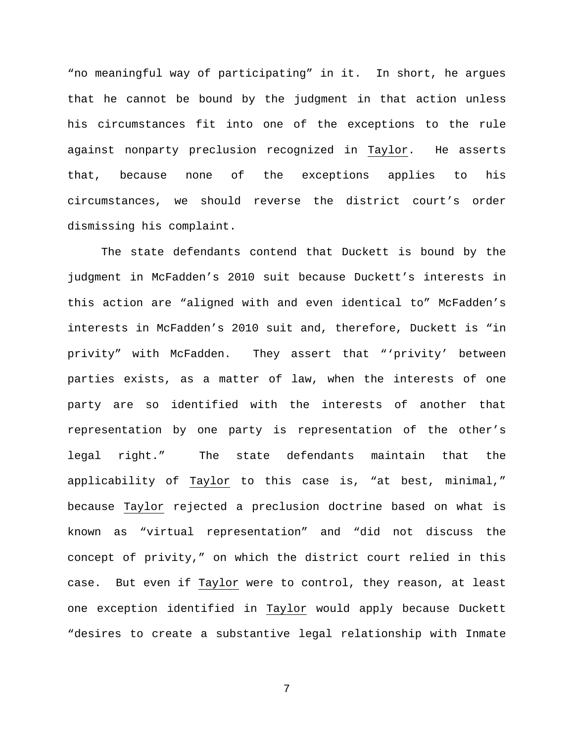"no meaningful way of participating" in it. In short, he argues that he cannot be bound by the judgment in that action unless his circumstances fit into one of the exceptions to the rule against nonparty preclusion recognized in Taylor. He asserts that, because none of the exceptions applies to his circumstances, we should reverse the district court's order dismissing his complaint.

The state defendants contend that Duckett is bound by the judgment in McFadden's 2010 suit because Duckett's interests in this action are "aligned with and even identical to" McFadden's interests in McFadden's 2010 suit and, therefore, Duckett is "in privity" with McFadden. They assert that "'privity' between parties exists, as a matter of law, when the interests of one party are so identified with the interests of another that representation by one party is representation of the other's legal right." The state defendants maintain that the applicability of Taylor to this case is, "at best, minimal," because Taylor rejected a preclusion doctrine based on what is known as "virtual representation" and "did not discuss the concept of privity," on which the district court relied in this case. But even if Taylor were to control, they reason, at least one exception identified in Taylor would apply because Duckett "desires to create a substantive legal relationship with Inmate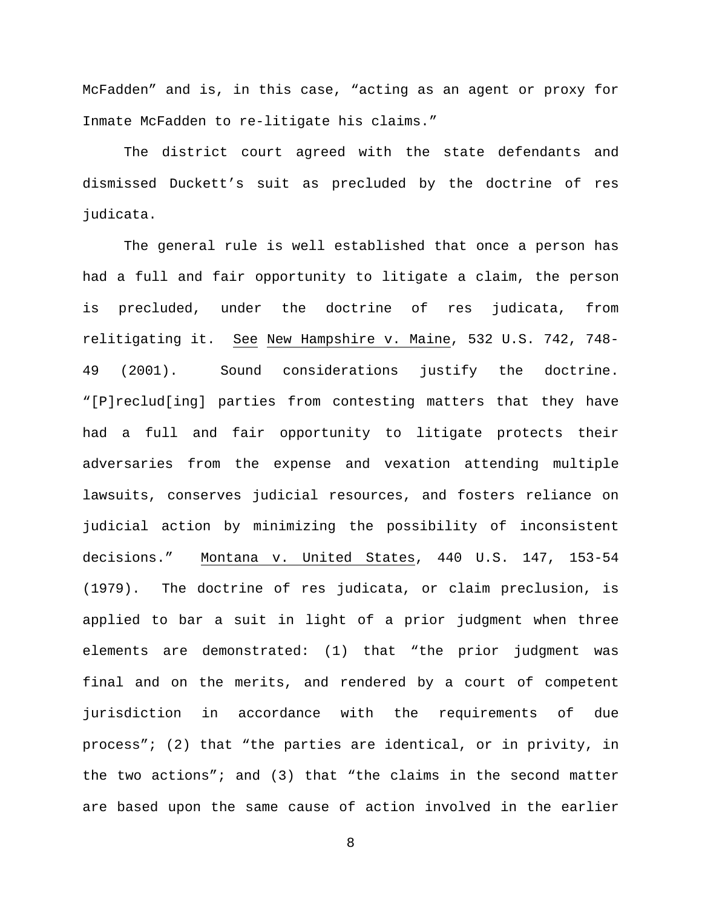McFadden" and is, in this case, "acting as an agent or proxy for Inmate McFadden to re-litigate his claims."

The district court agreed with the state defendants and dismissed Duckett's suit as precluded by the doctrine of res judicata.

The general rule is well established that once a person has had a full and fair opportunity to litigate a claim, the person is precluded, under the doctrine of res judicata, from relitigating it. *See* *New Hampshire v. Maine*, 532 U.S. 742, 748-49 (2001). Sound considerations justify the doctrine. "[P]reclud[ing] parties from contesting matters that they have had a full and fair opportunity to litigate protects their adversaries from the expense and vexation attending multiple lawsuits, conserves judicial resources, and fosters reliance on judicial action by minimizing the possibility of inconsistent decisions." *Montana v. United States*, 440 U.S. 147, 153-54 (1979). The doctrine of res judicata, or claim preclusion, is applied to bar a suit in light of a prior judgment when three elements are demonstrated: (1) that "the prior judgment was final and on the merits, and rendered by a court of competent jurisdiction in accordance with the requirements of due process"; (2) that "the parties are identical, or in privity, in the two actions"; and (3) that "the claims in the second matter are based upon the same cause of action involved in the earlier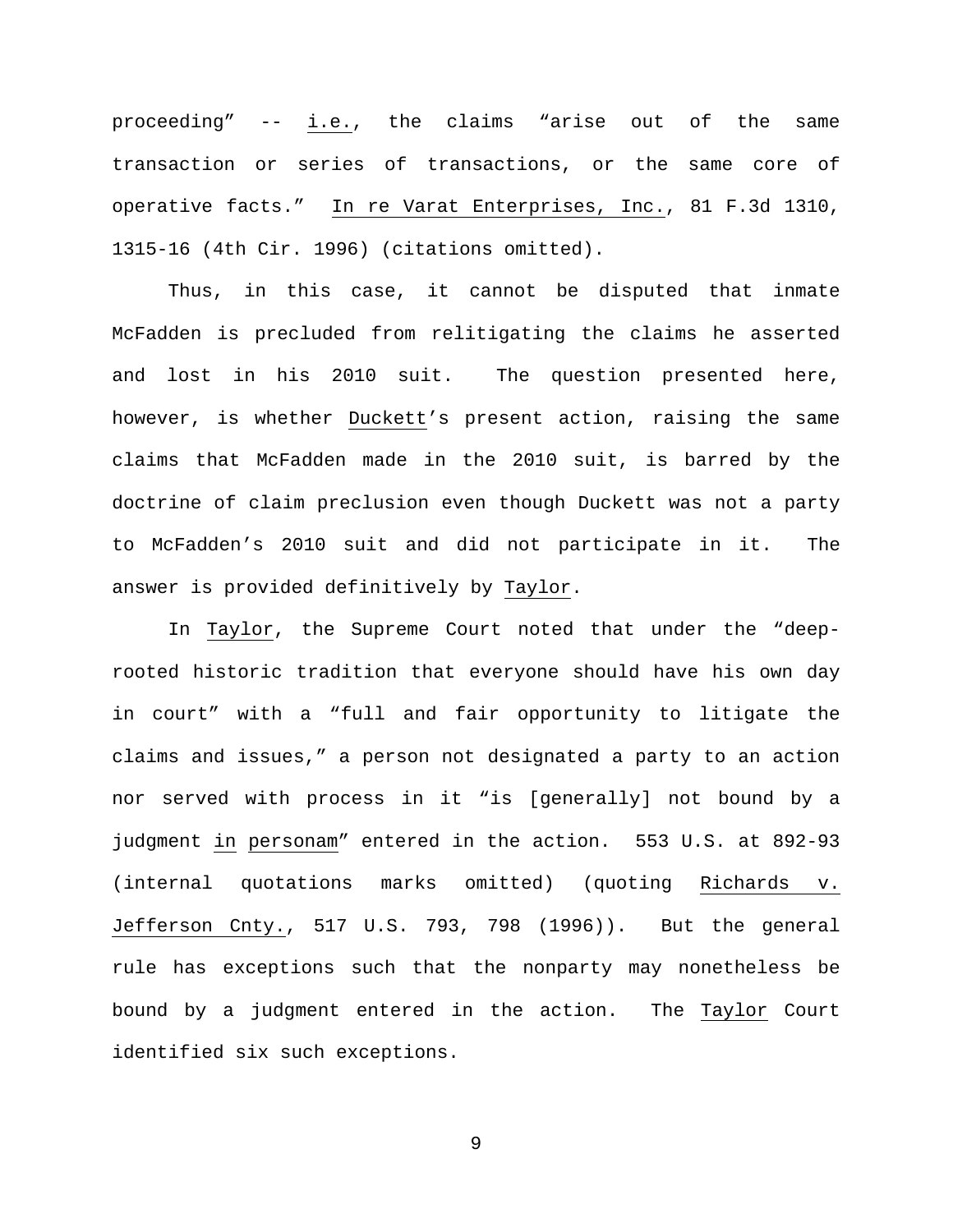proceeding" -- i.e., the claims "arise out of the same transaction or series of transactions, or the same core of operative facts." In re Varat Enterprises, Inc., 81 F.3d 1310, 1315-16 (4th Cir. 1996) (citations omitted).

Thus, in this case, it cannot be disputed that inmate McFadden is precluded from relitigating the claims he asserted and lost in his 2010 suit. The question presented here, however, is whether Duckett's present action, raising the same claims that McFadden made in the 2010 suit, is barred by the doctrine of claim preclusion even though Duckett was not a party to McFadden's 2010 suit and did not participate in it. The answer is provided definitively by Taylor.

In Taylor, the Supreme Court noted that under the "deep-rooted historic tradition that everyone should have his own day in court" with a "full and fair opportunity to litigate the claims and issues," a person not designated a party to an action nor served with process in it "is [generally] not bound by a judgment in personam" entered in the action. 553 U.S. at 892-93 (internal quotations marks omitted) (quoting Richards v. Jefferson Cnty., 517 U.S. 793, 798 (1996)). But the general rule has exceptions such that the nonparty may nonetheless be bound by a judgment entered in the action. The Taylor Court identified six such exceptions.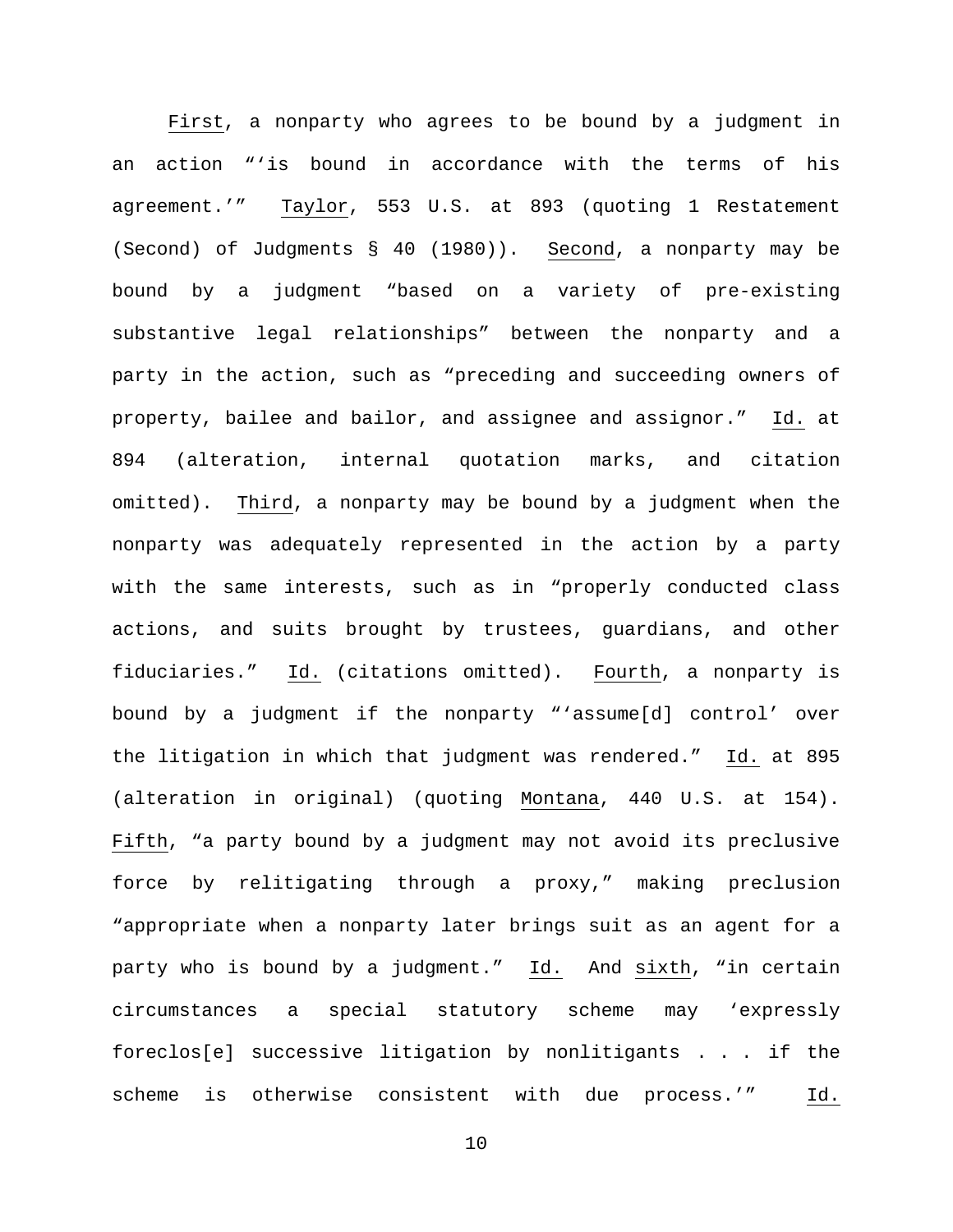First, a nonparty who agrees to be bound by a judgment in an action "'is bound in accordance with the terms of his agreement.'" Taylor, 553 U.S. at 893 (quoting 1 Restatement (Second) of Judgments § 40 (1980)). Second, a nonparty may be bound by a judgment "based on a variety of pre-existing substantive legal relationships" between the nonparty and a party in the action, such as "preceding and succeeding owners of property, bailee and bailor, and assignee and assignor." Id. at 894 (alteration, internal quotation marks, and citation omitted). Third, a nonparty may be bound by a judgment when the nonparty was adequately represented in the action by a party with the same interests, such as in "properly conducted class actions, and suits brought by trustees, guardians, and other fiduciaries." Id. (citations omitted). Fourth, a nonparty is bound by a judgment if the nonparty "'assume[d] control' over the litigation in which that judgment was rendered." Id. at 895 (alteration in original) (quoting Montana, 440 U.S. at 154). Fifth, "a party bound by a judgment may not avoid its preclusive force by relitigating through a proxy," making preclusion "appropriate when a nonparty later brings suit as an agent for a party who is bound by a judgment." Id. And sixth, "in certain circumstances a special statutory scheme may 'expressly foreclos[e] successive litigation by nonlitigants . . . if the scheme is otherwise consistent with due process.'" Id.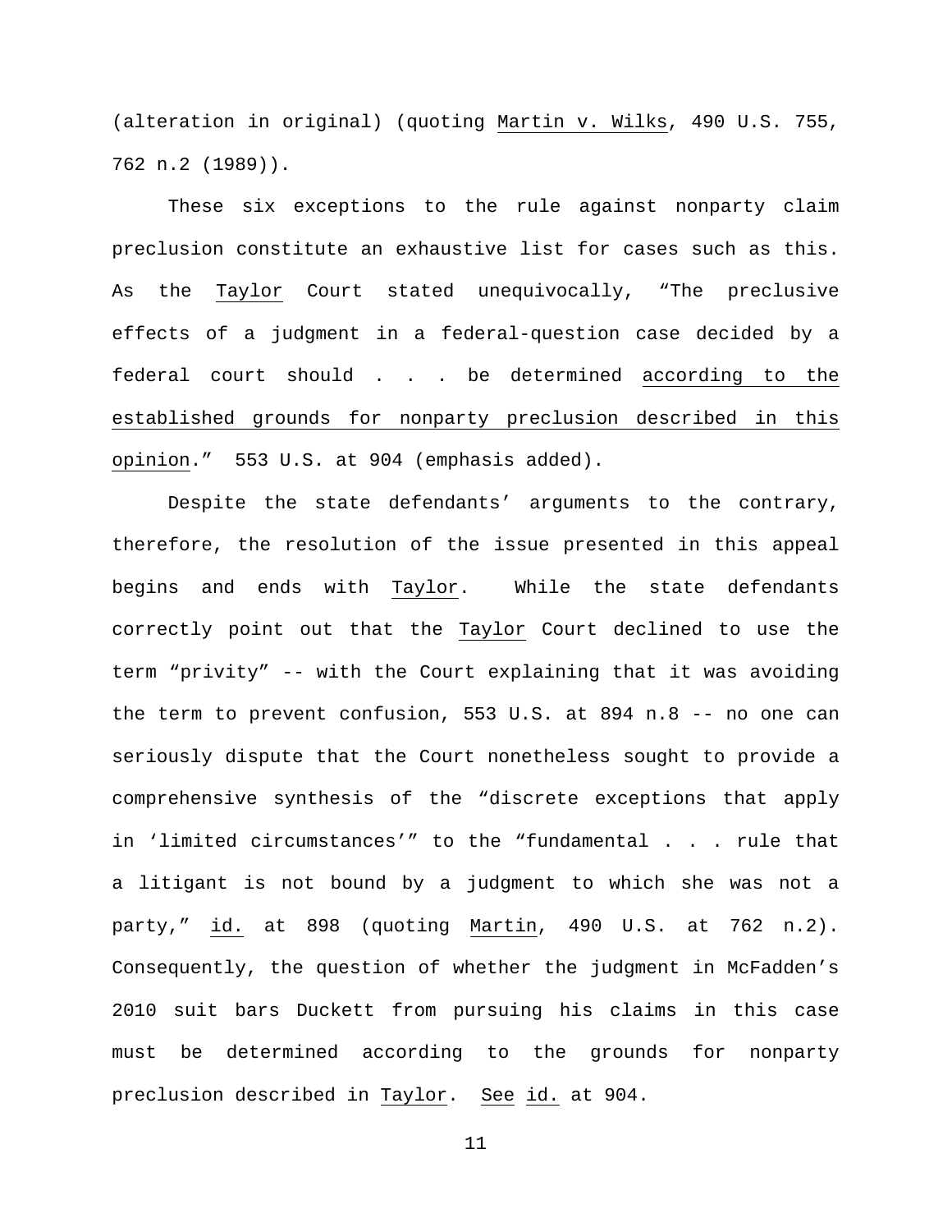(alteration in original) (quoting _Martin v. Wilks_, 490 U.S. 755, 762 n.2 (1989)).

These six exceptions to the rule against nonparty claim preclusion constitute an exhaustive list for cases such as this. As the _Taylor_ Court stated unequivocally, "The preclusive effects of a judgment in a federal-question case decided by a federal court should . . . be determined _according to the established grounds for nonparty preclusion described in this opinion_." 553 U.S. at 904 (emphasis added).

Despite the state defendants' arguments to the contrary, therefore, the resolution of the issue presented in this appeal begins and ends with _Taylor_. While the state defendants correctly point out that the _Taylor_ Court declined to use the term "privity" -- with the Court explaining that it was avoiding the term to prevent confusion, 553 U.S. at 894 n.8 -- no one can seriously dispute that the Court nonetheless sought to provide a comprehensive synthesis of the "discrete exceptions that apply in 'limited circumstances'" to the "fundamental . . . rule that a litigant is not bound by a judgment to which she was not a party," _id._ at 898 (quoting _Martin_, 490 U.S. at 762 n.2). Consequently, the question of whether the judgment in McFadden's 2010 suit bars Duckett from pursuing his claims in this case must be determined according to the grounds for nonparty preclusion described in _Taylor_. _See_ _id._ at 904.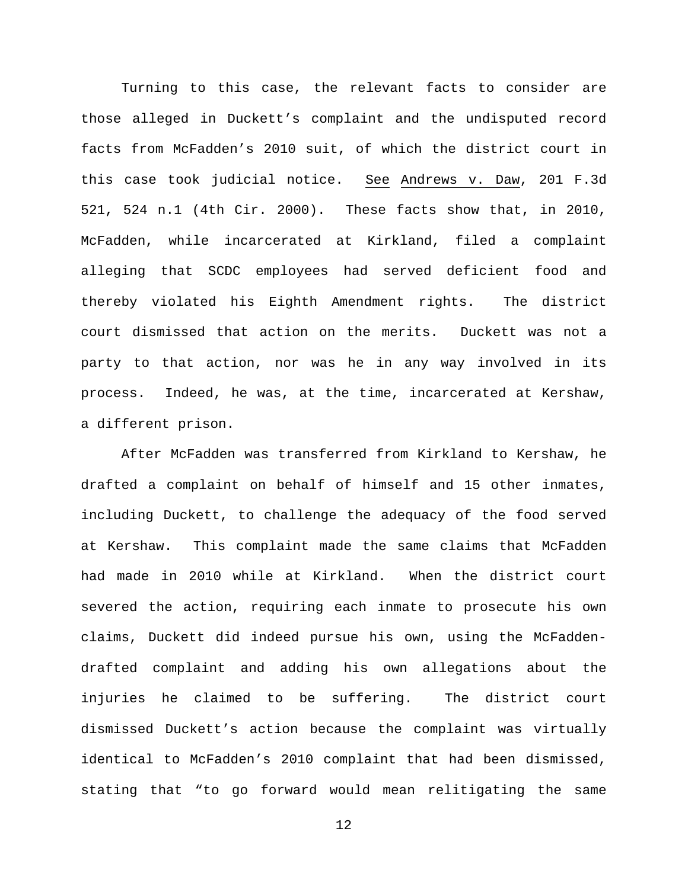Turning to this case, the relevant facts to consider are those alleged in Duckett's complaint and the undisputed record facts from McFadden's 2010 suit, of which the district court in this case took judicial notice. See Andrews v. Daw, 201 F.3d 521, 524 n.1 (4th Cir. 2000). These facts show that, in 2010, McFadden, while incarcerated at Kirkland, filed a complaint alleging that SCDC employees had served deficient food and thereby violated his Eighth Amendment rights. The district court dismissed that action on the merits. Duckett was not a party to that action, nor was he in any way involved in its process. Indeed, he was, at the time, incarcerated at Kershaw, a different prison.

After McFadden was transferred from Kirkland to Kershaw, he drafted a complaint on behalf of himself and 15 other inmates, including Duckett, to challenge the adequacy of the food served at Kershaw. This complaint made the same claims that McFadden had made in 2010 while at Kirkland. When the district court severed the action, requiring each inmate to prosecute his own claims, Duckett did indeed pursue his own, using the McFadden-drafted complaint and adding his own allegations about the injuries he claimed to be suffering. The district court dismissed Duckett's action because the complaint was virtually identical to McFadden's 2010 complaint that had been dismissed, stating that "to go forward would mean relitigating the same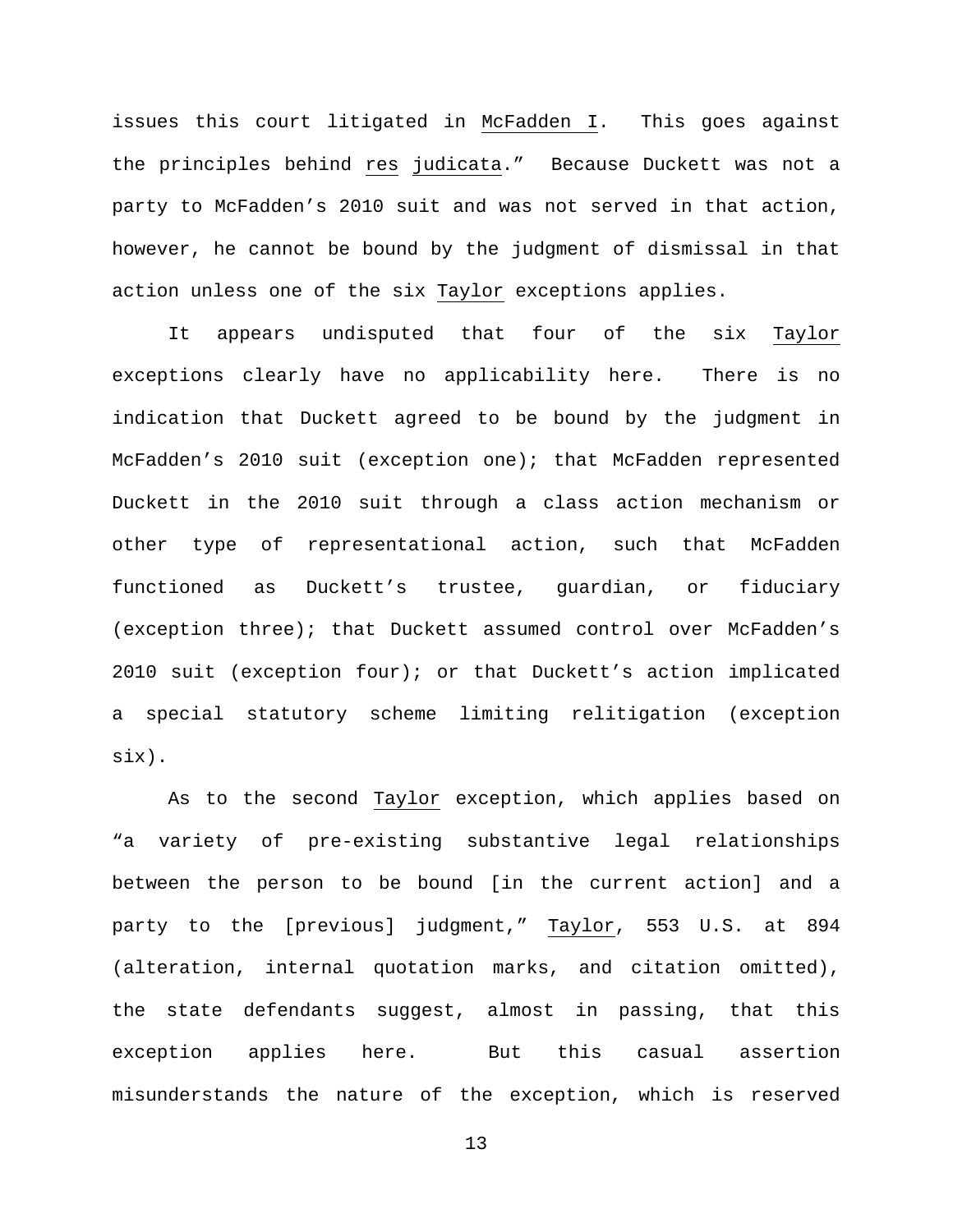issues this court litigated in McFadden I. This goes against the principles behind res judicata." Because Duckett was not a party to McFadden's 2010 suit and was not served in that action, however, he cannot be bound by the judgment of dismissal in that action unless one of the six Taylor exceptions applies.

It appears undisputed that four of the six Taylor exceptions clearly have no applicability here. There is no indication that Duckett agreed to be bound by the judgment in McFadden's 2010 suit (exception one); that McFadden represented Duckett in the 2010 suit through a class action mechanism or other type of representational action, such that McFadden functioned as Duckett's trustee, guardian, or fiduciary (exception three); that Duckett assumed control over McFadden's 2010 suit (exception four); or that Duckett's action implicated a special statutory scheme limiting relitigation (exception six).

As to the second Taylor exception, which applies based on "a variety of pre-existing substantive legal relationships between the person to be bound [in the current action] and a party to the [previous] judgment," Taylor, 553 U.S. at 894 (alteration, internal quotation marks, and citation omitted), the state defendants suggest, almost in passing, that this exception applies here. But this casual assertion misunderstands the nature of the exception, which is reserved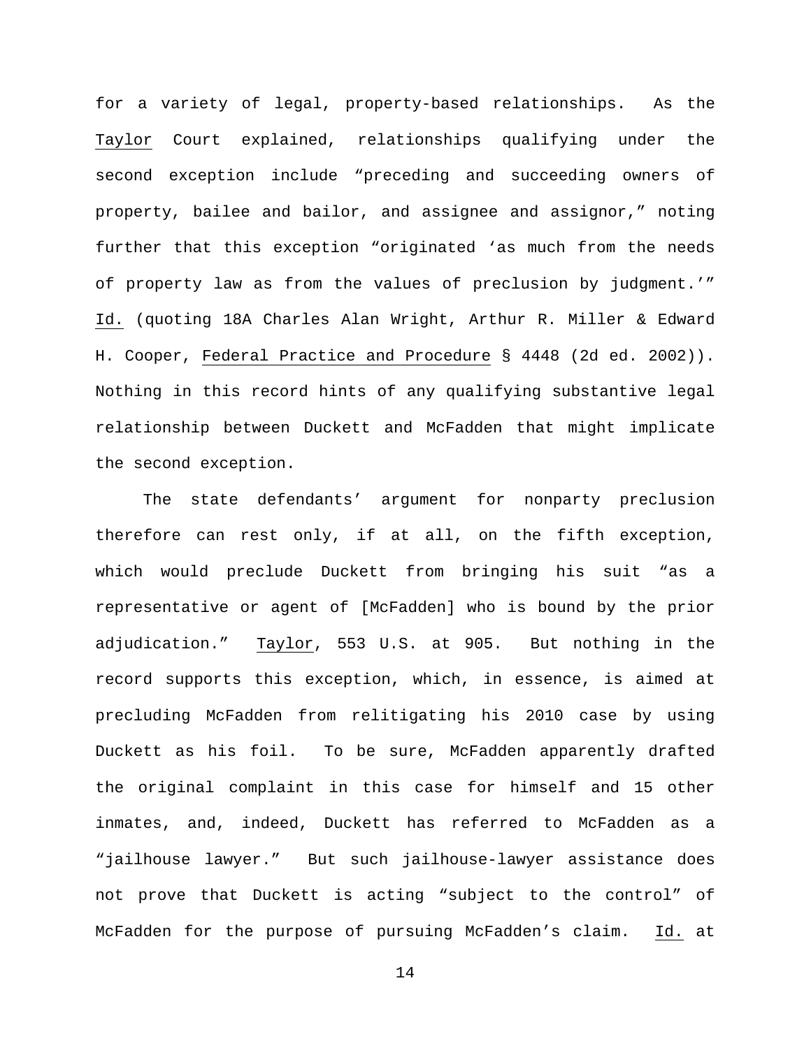for a variety of legal, property-based relationships. As the Taylor Court explained, relationships qualifying under the second exception include "preceding and succeeding owners of property, bailee and bailor, and assignee and assignor," noting further that this exception "originated 'as much from the needs of property law as from the values of preclusion by judgment.'" Id. (quoting 18A Charles Alan Wright, Arthur R. Miller & Edward H. Cooper, Federal Practice and Procedure § 4448 (2d ed. 2002)). Nothing in this record hints of any qualifying substantive legal relationship between Duckett and McFadden that might implicate the second exception.

The state defendants' argument for nonparty preclusion therefore can rest only, if at all, on the fifth exception, which would preclude Duckett from bringing his suit "as a representative or agent of [McFadden] who is bound by the prior adjudication." Taylor, 553 U.S. at 905. But nothing in the record supports this exception, which, in essence, is aimed at precluding McFadden from relitigating his 2010 case by using Duckett as his foil. To be sure, McFadden apparently drafted the original complaint in this case for himself and 15 other inmates, and, indeed, Duckett has referred to McFadden as a "jailhouse lawyer." But such jailhouse-lawyer assistance does not prove that Duckett is acting "subject to the control" of McFadden for the purpose of pursuing McFadden's claim. Id. at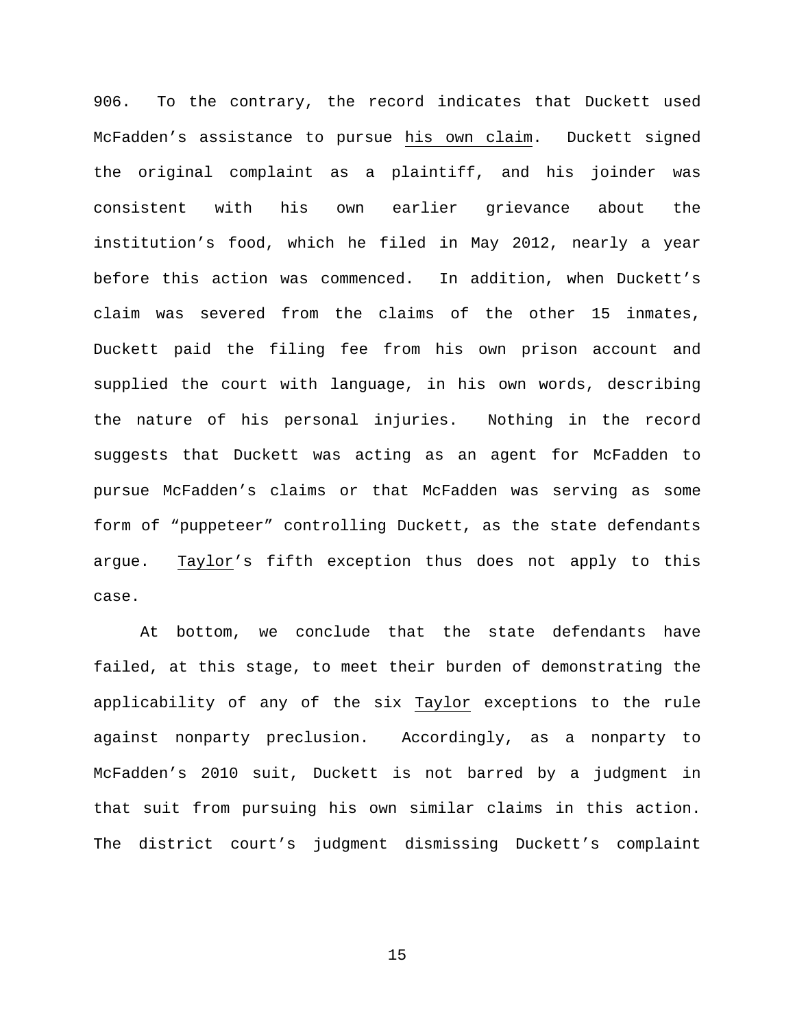906. To the contrary, the record indicates that Duckett used McFadden's assistance to pursue his own claim. Duckett signed the original complaint as a plaintiff, and his joinder was consistent with his own earlier grievance about the institution's food, which he filed in May 2012, nearly a year before this action was commenced. In addition, when Duckett's claim was severed from the claims of the other 15 inmates, Duckett paid the filing fee from his own prison account and supplied the court with language, in his own words, describing the nature of his personal injuries. Nothing in the record suggests that Duckett was acting as an agent for McFadden to pursue McFadden's claims or that McFadden was serving as some form of "puppeteer" controlling Duckett, as the state defendants argue. Taylor's fifth exception thus does not apply to this case.

At bottom, we conclude that the state defendants have failed, at this stage, to meet their burden of demonstrating the applicability of any of the six Taylor exceptions to the rule against nonparty preclusion. Accordingly, as a nonparty to McFadden's 2010 suit, Duckett is not barred by a judgment in that suit from pursuing his own similar claims in this action. The district court's judgment dismissing Duckett's complaint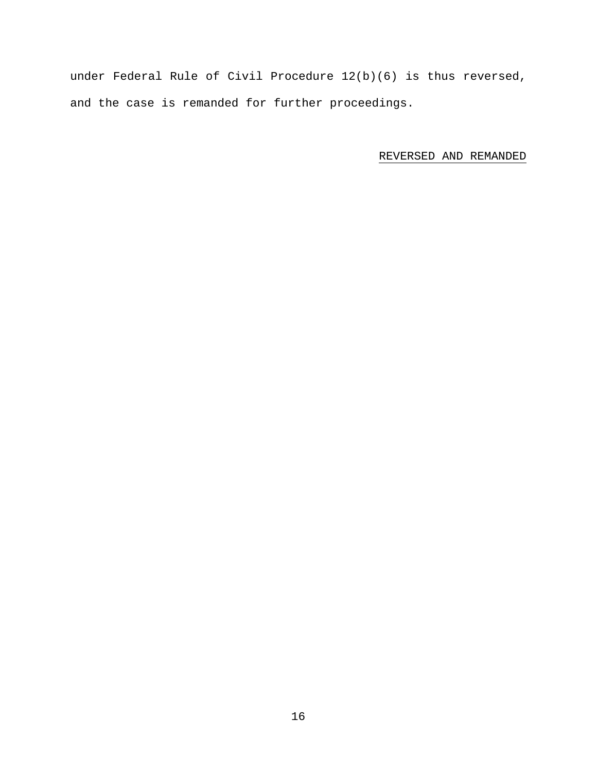under Federal Rule of Civil Procedure 12(b)(6) is thus reversed, and the case is remanded for further proceedings.

REVERSED AND REMANDED